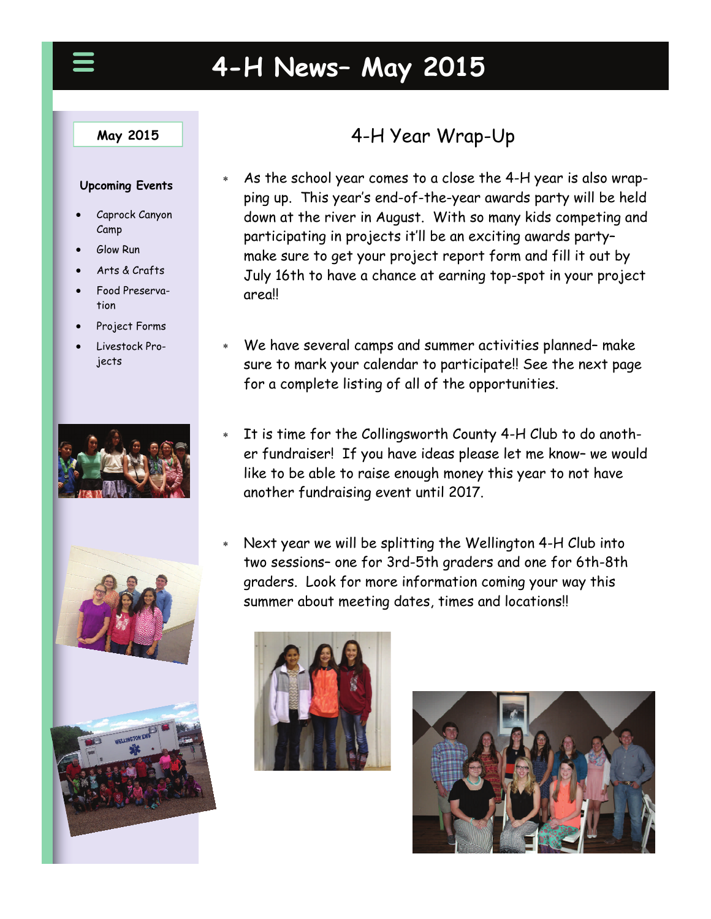# 4-H News– May 2015

**May 2015**

**Upcoming Events**

- Caprock Canyon Camp
- Glow Run
- Arts & Crafts
- Food Preservation
- Project Forms
- Livestock Projects

## 4-H Year Wrap-Up

- As the school year comes to a close the 4-H year is also wrapping up. This year's end-of-the-year awards party will be held down at the river in August. With so many kids competing and participating in projects it'll be an exciting awards party– make sure to get your project report form and fill it out by July 16th to have a chance at earning top-spot in your project area!!

- We have several camps and summer activities planned– make sure to mark your calendar to participate!! See the next page for a complete listing of all of the opportunities.

- It is time for the Collingsworth County 4-H Club to do another fundraiser! If you have ideas please let me know– we would like to be able to raise enough money this year to not have another fundraising event until 2017.

- Next year we will be splitting the Wellington 4-H Club into two sessions– one for 3rd-5th graders and one for 6th-8th graders. Look for more information coming your way this summer about meeting dates, times and locations!!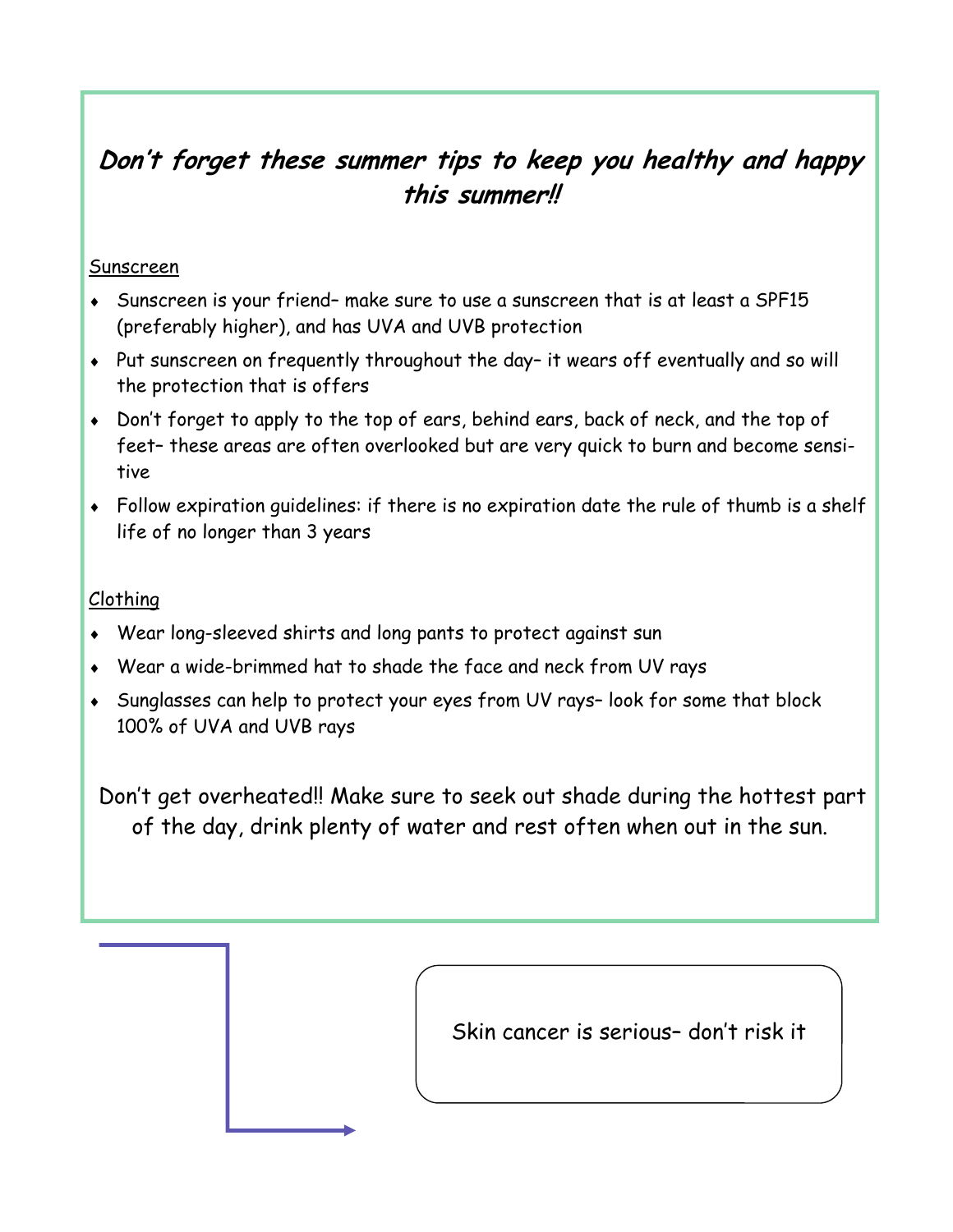## *Don't forget these summer tips to keep you healthy and happy this summer!!*

Sunscreen

- Sunscreen is your friend– make sure to use a sunscreen that is at least a SPF15 (preferably higher), and has UVA and UVB protection
- Put sunscreen on frequently throughout the day– it wears off eventually and so will the protection that is offers
- Don't forget to apply to the top of ears, behind ears, back of neck, and the top of feet– these areas are often overlooked but are very quick to burn and become sensitive
- Follow expiration guidelines: if there is no expiration date the rule of thumb is a shelf life of no longer than 3 years

Clothing

- Wear long-sleeved shirts and long pants to protect against sun
- Wear a wide-brimmed hat to shade the face and neck from UV rays
- Sunglasses can help to protect your eyes from UV rays– look for some that block 100% of UVA and UVB rays

Don't get overheated!! Make sure to seek out shade during the hottest part of the day, drink plenty of water and rest often when out in the sun.

Skin cancer is serious– don't risk it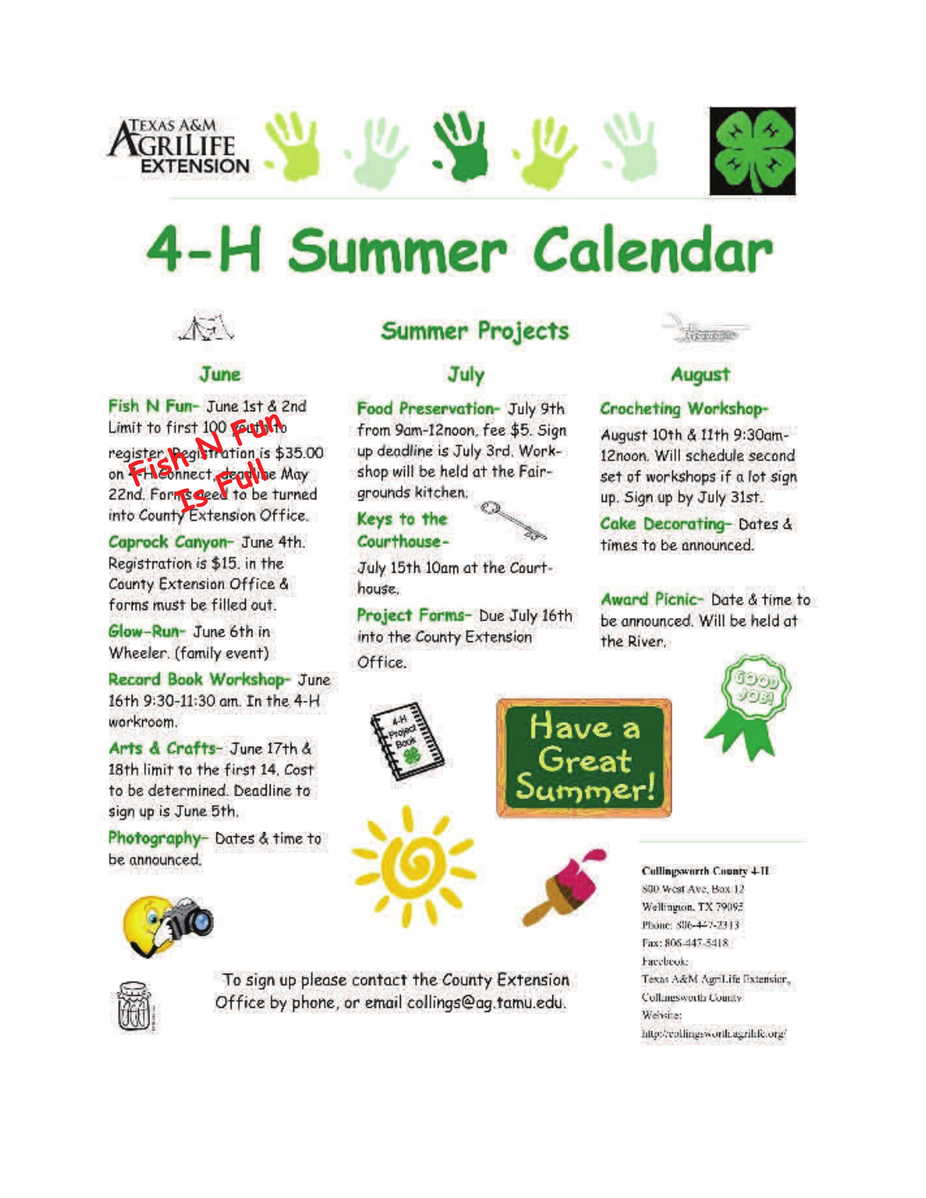Texas A&M AgriLife Extension

# 4-H Summer Calendar

## Summer Projects

### June

**Fish N Fun**- June 1st & 2nd Limit to first 100 youth to register. Registration is $35.00 on 4-H Connect, deadline May 22nd. Forms need to be turned into County Extension Office.

Fish N Fun Is Full

**Caprock Canyon**- June 4th. Registration is $15. in the County Extension Office & forms must be filled out.

**Glow-Run**- June 6th in Wheeler. (family event)

**Record Book Workshop**- June 16th 9:30-11:30 am. In the 4-H workroom.

**Arts & Crafts**- June 17th & 18th limit to the first 14. Cost to be determined. Deadline to sign up is June 5th.

**Photography**- Dates & time to be announced.

### July

**Food Preservation**- July 9th from 9am-12noon, fee $5. Sign up deadline is July 3rd. Workshop will be held at the Fairgrounds kitchen.

**Keys to the Courthouse**- July 15th 10am at the Courthouse.

**Project Forms**- Due July 16th into the County Extension Office.

### August

**Crocheting Workshop**- August 10th & 11th 9:30am-12noon. Will schedule second set of workshops if a lot sign up. Sign up by July 31st.

**Cake Decorating**- Dates & times to be announced.

**Award Picnic**- Date & time to be announced. Will be held at the River.

Have a Great Summer!

To sign up please contact the County Extension Office by phone, or email collings@ag.tamu.edu.

Collingsworth County 4-H
800 West Ave, Box 12
Wellington, TX 79095
Phone: 806-447-2313
Fax: 806-447-5418
Facebook:
Texas A&M AgriLife Extension, Collingsworth County
Website:
http://collingsworth.agrilife.org/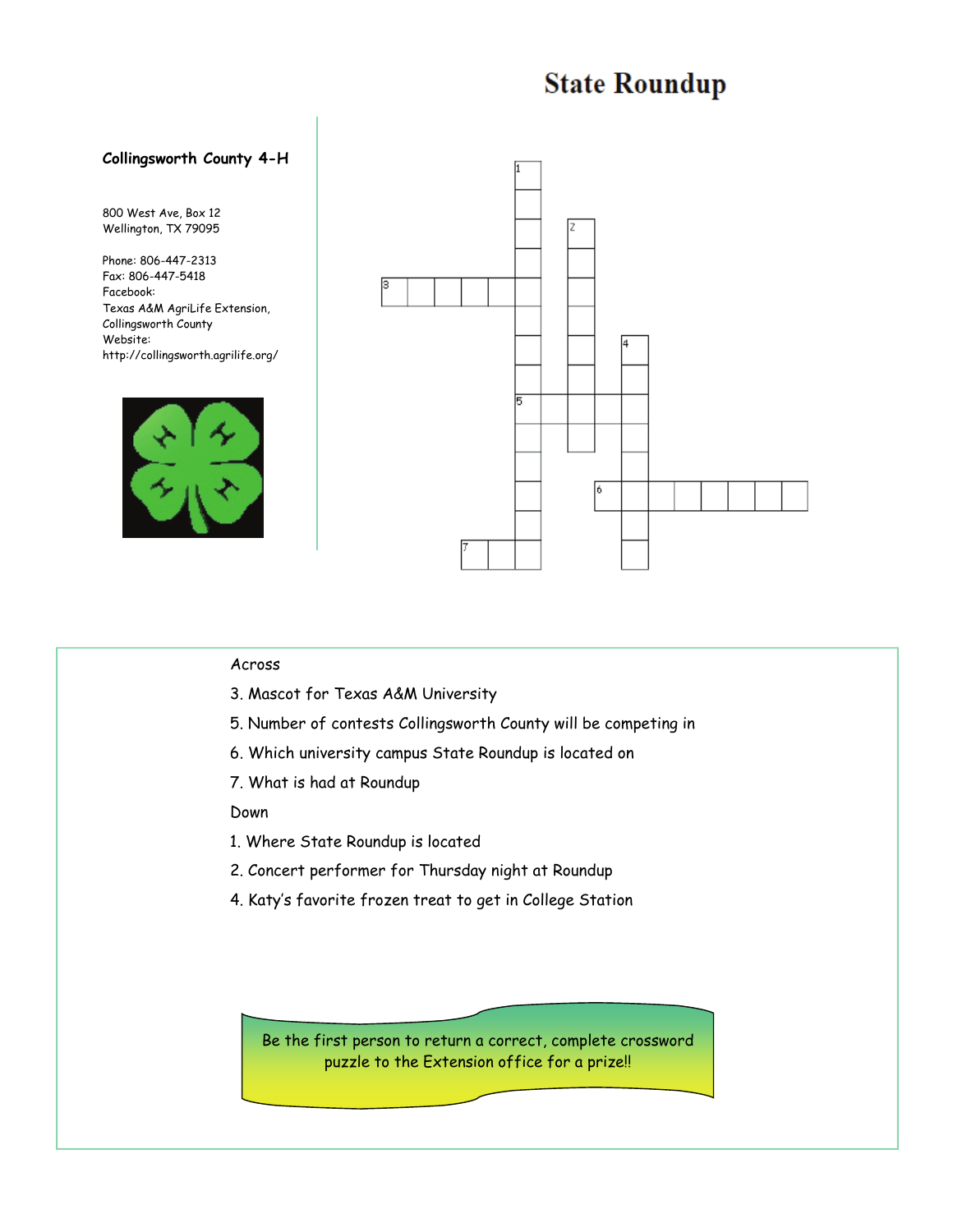# State Roundup

**Collingsworth County 4-H**

800 West Ave, Box 12
Wellington, TX 79095

Phone: 806-447-2313
Fax: 806-447-5418
Facebook:
Texas A&M AgriLife Extension, Collingsworth County
Website:
http://collingsworth.agrilife.org/

Across

3. Mascot for Texas A&M University
5. Number of contests Collingsworth County will be competing in
6. Which university campus State Roundup is located on
7. What is had at Roundup

Down

1. Where State Roundup is located
2. Concert performer for Thursday night at Roundup
4. Katy's favorite frozen treat to get in College Station

Be the first person to return a correct, complete crossword puzzle to the Extension office for a prize!!